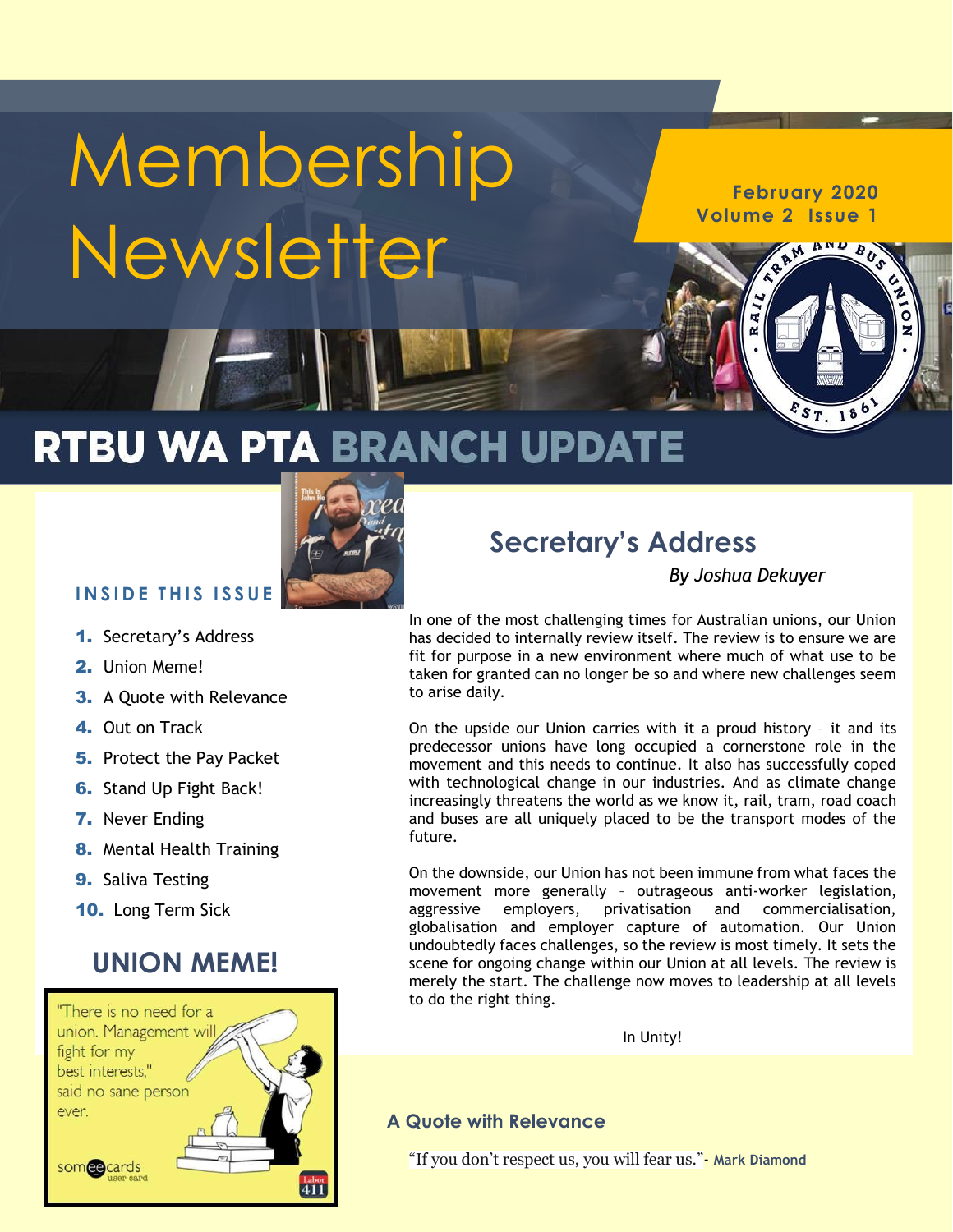# Membership Newsletter

February 2020
Volume 2 Issue 1

# RTBU WA PTA BRANCH UPDATE

**INSIDE THIS ISSUE**

1. Secretary's Address
2. Union Meme!
3. A Quote with Relevance
4. Out on Track
5. Protect the Pay Packet
6. Stand Up Fight Back!
7. Never Ending
8. Mental Health Training
9. Saliva Testing
10. Long Term Sick

## Secretary's Address

*By Joshua Dekuyer*

In one of the most challenging times for Australian unions, our Union has decided to internally review itself. The review is to ensure we are fit for purpose in a new environment where much of what use to be taken for granted can no longer be so and where new challenges seem to arise daily.

On the upside our Union carries with it a proud history – it and its predecessor unions have long occupied a cornerstone role in the movement and this needs to continue. It also has successfully coped with technological change in our industries. And as climate change increasingly threatens the world as we know it, rail, tram, road coach and buses are all uniquely placed to be the transport modes of the future.

On the downside, our Union has not been immune from what faces the movement more generally – outrageous anti-worker legislation, aggressive employers, privatisation and commercialisation, globalisation and employer capture of automation. Our Union undoubtedly faces challenges, so the review is most timely. It sets the scene for ongoing change within our Union at all levels. The review is merely the start. The challenge now moves to leadership at all levels to do the right thing.

In Unity!

## UNION MEME!

"There is no need for a union. Management will fight for my best interests," said no sane person ever.

### A Quote with Relevance

"If you don't respect us, you will fear us."- **Mark Diamond**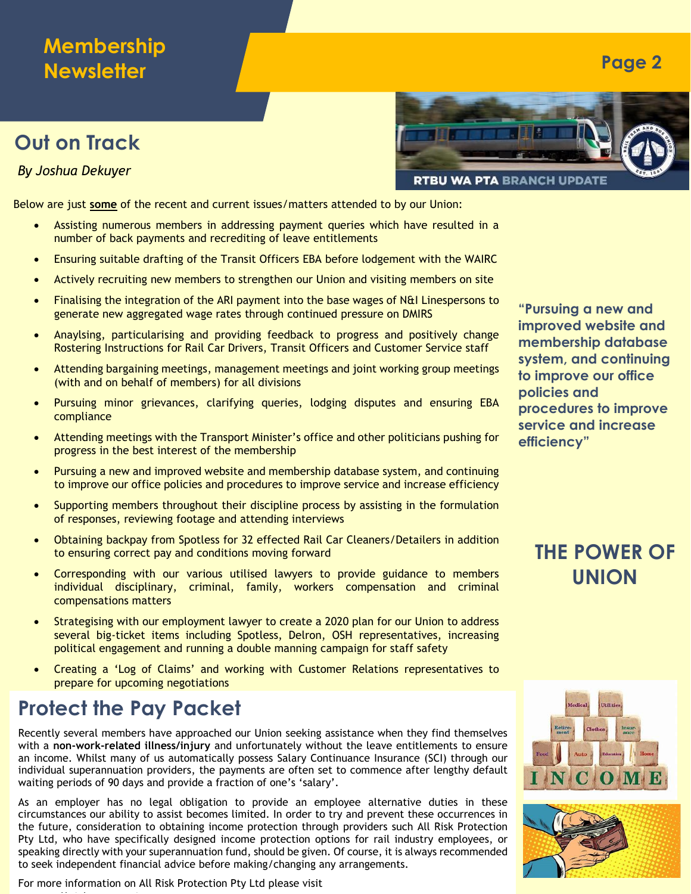## Out on Track

*By Joshua Dekuyer*

RTBU WA PTA BRANCH UPDATE

Below are just **some** of the recent and current issues/matters attended to by our Union:

- Assisting numerous members in addressing payment queries which have resulted in a number of back payments and recrediting of leave entitlements
- Ensuring suitable drafting of the Transit Officers EBA before lodgement with the WAIRC
- Actively recruiting new members to strengthen our Union and visiting members on site
- Finalising the integration of the ARI payment into the base wages of N&I Linespersons to generate new aggregated wage rates through continued pressure on DMIRS
- Anaylsing, particularising and providing feedback to progress and positively change Rostering Instructions for Rail Car Drivers, Transit Officers and Customer Service staff
- Attending bargaining meetings, management meetings and joint working group meetings (with and on behalf of members) for all divisions
- Pursuing minor grievances, clarifying queries, lodging disputes and ensuring EBA compliance
- Attending meetings with the Transport Minister's office and other politicians pushing for progress in the best interest of the membership
- Pursuing a new and improved website and membership database system, and continuing to improve our office policies and procedures to improve service and increase efficiency
- Supporting members throughout their discipline process by assisting in the formulation of responses, reviewing footage and attending interviews
- Obtaining backpay from Spotless for 32 effected Rail Car Cleaners/Detailers in addition to ensuring correct pay and conditions moving forward
- Corresponding with our various utilised lawyers to provide guidance to members individual disciplinary, criminal, family, workers compensation and criminal compensations matters
- Strategising with our employment lawyer to create a 2020 plan for our Union to address several big-ticket items including Spotless, Delron, OSH representatives, increasing political engagement and running a double manning campaign for staff safety
- Creating a 'Log of Claims' and working with Customer Relations representatives to prepare for upcoming negotiations

**"Pursuing a new and improved website and membership database system, and continuing to improve our office policies and procedures to improve service and increase efficiency"**

**THE POWER OF UNION**

## Protect the Pay Packet

Recently several members have approached our Union seeking assistance when they find themselves with a **non-work-related illness/injury** and unfortunately without the leave entitlements to ensure an income. Whilst many of us automatically possess Salary Continuance Insurance (SCI) through our individual superannuation providers, the payments are often set to commence after lengthy default waiting periods of 90 days and provide a fraction of one's 'salary'.

As an employer has no legal obligation to provide an employee alternative duties in these circumstances our ability to assist becomes limited. In order to try and prevent these occurrences in the future, consideration to obtaining income protection through providers such All Risk Protection Pty Ltd, who have specifically designed income protection options for rail industry employees, or speaking directly with your superannuation fund, should be given. Of course, it is always recommended to seek independent financial advice before making/changing any arrangements.

For more information on All Risk Protection Pty Ltd please visit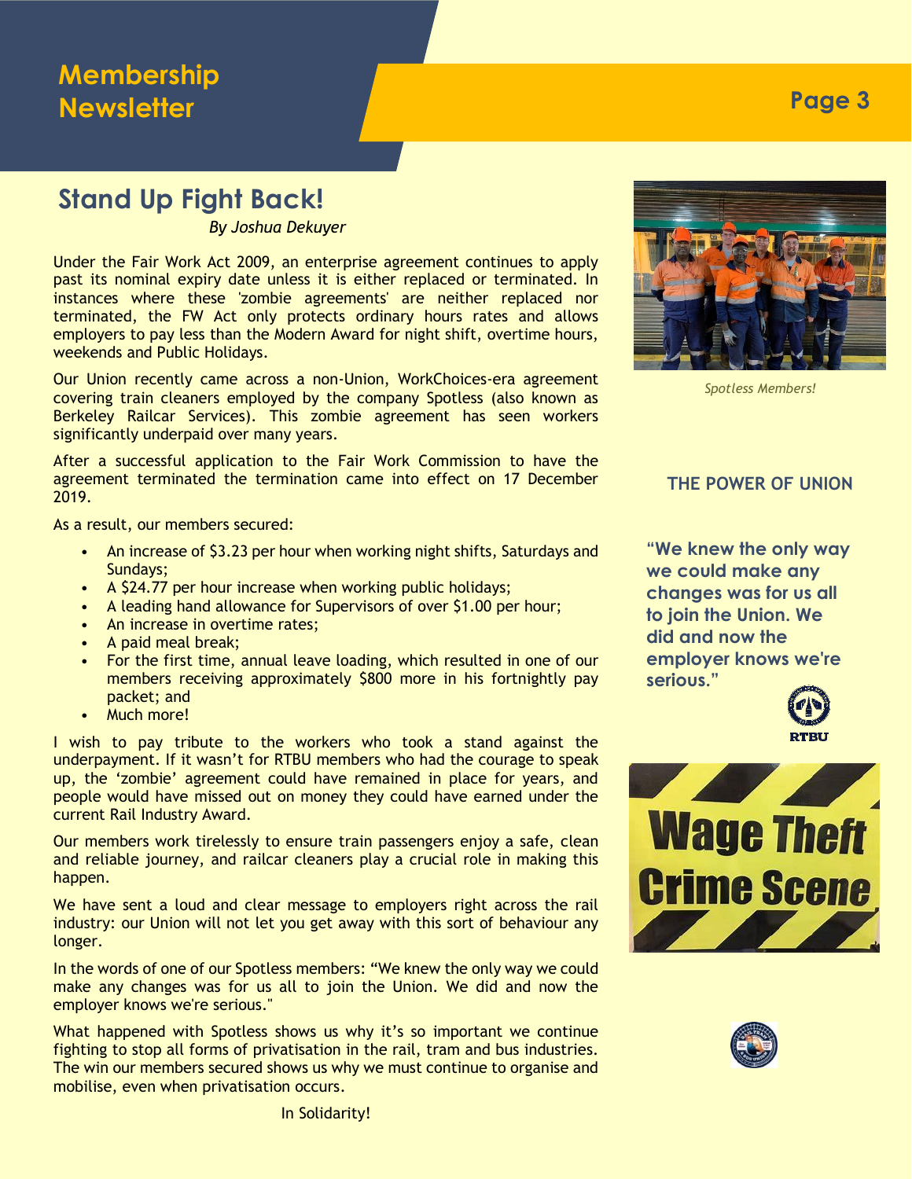## Stand Up Fight Back!

*By Joshua Dekuyer*

Under the Fair Work Act 2009, an enterprise agreement continues to apply past its nominal expiry date unless it is either replaced or terminated. In instances where these 'zombie agreements' are neither replaced nor terminated, the FW Act only protects ordinary hours rates and allows employers to pay less than the Modern Award for night shift, overtime hours, weekends and Public Holidays.

Our Union recently came across a non-Union, WorkChoices-era agreement covering train cleaners employed by the company Spotless (also known as Berkeley Railcar Services). This zombie agreement has seen workers significantly underpaid over many years.

After a successful application to the Fair Work Commission to have the agreement terminated the termination came into effect on 17 December 2019.

As a result, our members secured:

- An increase of $3.23 per hour when working night shifts, Saturdays and Sundays;
- A $24.77 per hour increase when working public holidays;
- A leading hand allowance for Supervisors of over $1.00 per hour;
- An increase in overtime rates;
- A paid meal break;
- For the first time, annual leave loading, which resulted in one of our members receiving approximately $800 more in his fortnightly pay packet; and
- Much more!

I wish to pay tribute to the workers who took a stand against the underpayment. If it wasn't for RTBU members who had the courage to speak up, the 'zombie' agreement could have remained in place for years, and people would have missed out on money they could have earned under the current Rail Industry Award.

Our members work tirelessly to ensure train passengers enjoy a safe, clean and reliable journey, and railcar cleaners play a crucial role in making this happen.

We have sent a loud and clear message to employers right across the rail industry: our Union will not let you get away with this sort of behaviour any longer.

In the words of one of our Spotless members: "We knew the only way we could make any changes was for us all to join the Union. We did and now the employer knows we're serious."

What happened with Spotless shows us why it's so important we continue fighting to stop all forms of privatisation in the rail, tram and bus industries. The win our members secured shows us why we must continue to organise and mobilise, even when privatisation occurs.

In Solidarity!

*Spotless Members!*

### THE POWER OF UNION

**"We knew the only way we could make any changes was for us all to join the Union. We did and now the employer knows we're serious."**

RTBU

Wage Theft Crime Scene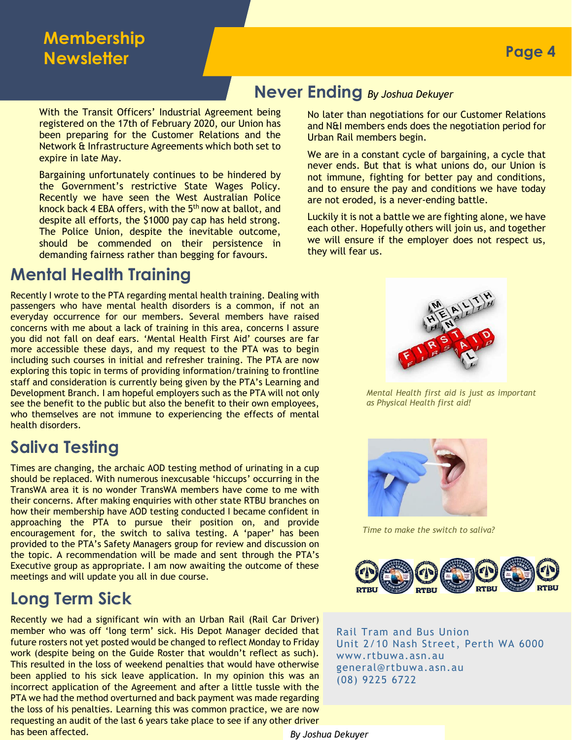## Never Ending *By Joshua Dekuyer*

With the Transit Officers' Industrial Agreement being registered on the 17th of February 2020, our Union has been preparing for the Customer Relations and the Network & Infrastructure Agreements which both set to expire in late May.

Bargaining unfortunately continues to be hindered by the Government's restrictive State Wages Policy. Recently we have seen the West Australian Police knock back 4 EBA offers, with the 5th now at ballot, and despite all efforts, the $1000 pay cap has held strong. The Police Union, despite the inevitable outcome, should be commended on their persistence in demanding fairness rather than begging for favours.

No later than negotiations for our Customer Relations and N&I members ends does the negotiation period for Urban Rail members begin.

We are in a constant cycle of bargaining, a cycle that never ends. But that is what unions do, our Union is not immune, fighting for better pay and conditions, and to ensure the pay and conditions we have today are not eroded, is a never-ending battle.

Luckily it is not a battle we are fighting alone, we have each other. Hopefully others will join us, and together we will ensure if the employer does not respect us, they will fear us.

## Mental Health Training

Recently I wrote to the PTA regarding mental health training. Dealing with passengers who have mental health disorders is a common, if not an everyday occurrence for our members. Several members have raised concerns with me about a lack of training in this area, concerns I assure you did not fall on deaf ears. 'Mental Health First Aid' courses are far more accessible these days, and my request to the PTA was to begin including such courses in initial and refresher training. The PTA are now exploring this topic in terms of providing information/training to frontline staff and consideration is currently being given by the PTA's Learning and Development Branch. I am hopeful employers such as the PTA will not only see the benefit to the public but also the benefit to their own employees, who themselves are not immune to experiencing the effects of mental health disorders.

*Mental Health first aid is just as important as Physical Health first aid!*

## Saliva Testing

Times are changing, the archaic AOD testing method of urinating in a cup should be replaced. With numerous inexcusable 'hiccups' occurring in the TransWA area it is no wonder TransWA members have come to me with their concerns. After making enquiries with other state RTBU branches on how their membership have AOD testing conducted I became confident in approaching the PTA to pursue their position on, and provide encouragement for, the switch to saliva testing. A 'paper' has been provided to the PTA's Safety Managers group for review and discussion on the topic. A recommendation will be made and sent through the PTA's Executive group as appropriate. I am now awaiting the outcome of these meetings and will update you all in due course.

*Time to make the switch to saliva?*

## Long Term Sick

Recently we had a significant win with an Urban Rail (Rail Car Driver) member who was off 'long term' sick. His Depot Manager decided that future rosters not yet posted would be changed to reflect Monday to Friday work (despite being on the Guide Roster that wouldn't reflect as such). This resulted in the loss of weekend penalties that would have otherwise been applied to his sick leave application. In my opinion this was an incorrect application of the Agreement and after a little tussle with the PTA we had the method overturned and back payment was made regarding the loss of his penalties. Learning this was common practice, we are now requesting an audit of the last 6 years take place to see if any other driver has been affected.

*By Joshua Dekuyer*

Rail Tram and Bus Union
Unit 2/10 Nash Street, Perth WA 6000
www.rtbuwa.asn.au
general@rtbuwa.asn.au
(08) 9225 6722